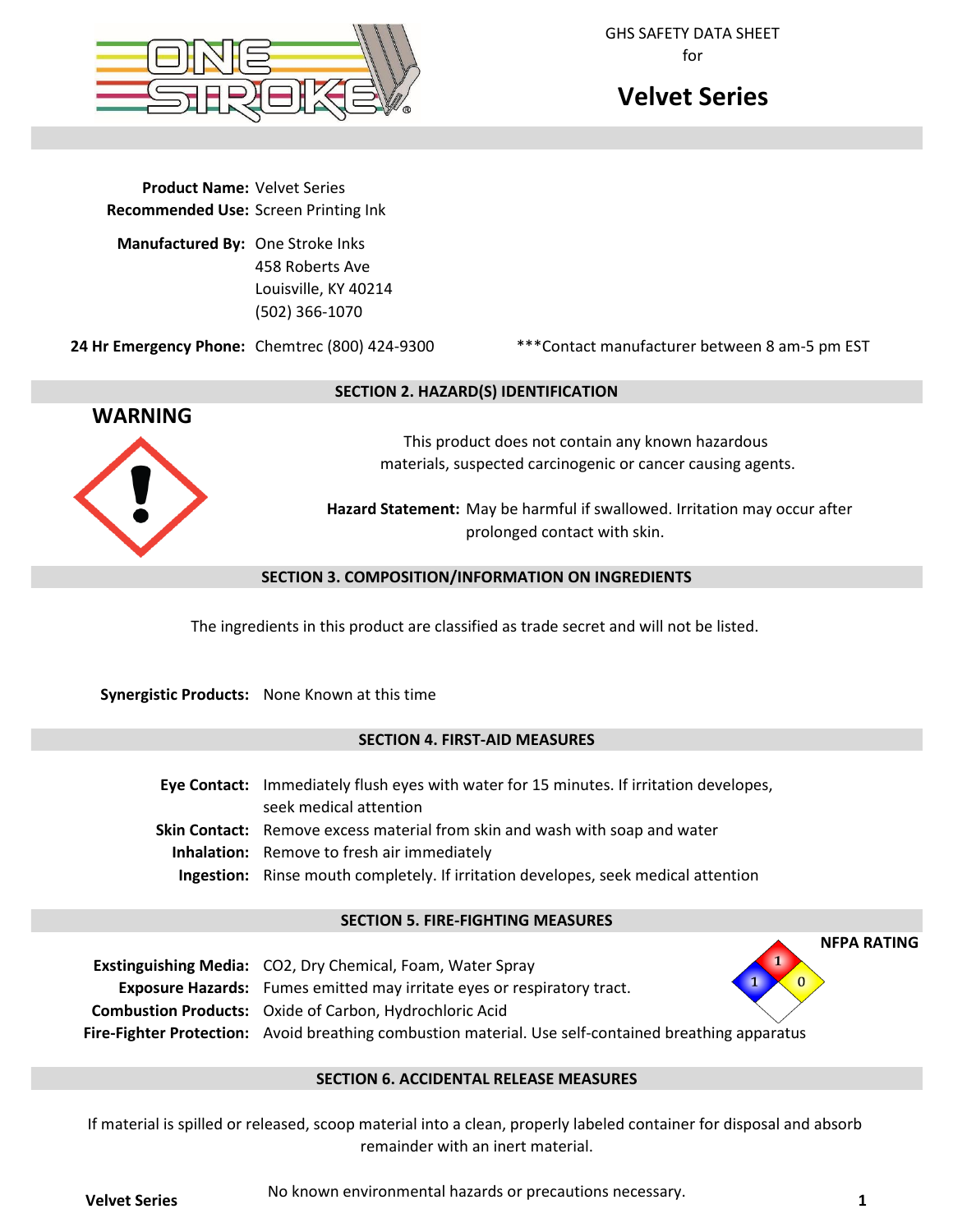GHS SAFETY DATA SHEET
for

# Velvet Series

**Product Name:** Velvet Series
**Recommended Use:** Screen Printing Ink

**Manufactured By:** One Stroke Inks
458 Roberts Ave
Louisville, KY 40214
(502) 366-1070

**24 Hr Emergency Phone:** Chemtrec (800) 424-9300 ***Contact manufacturer between 8 am-5 pm EST

## SECTION 2. HAZARD(S) IDENTIFICATION

**WARNING**

This product does not contain any known hazardous materials, suspected carcinogenic or cancer causing agents.

**Hazard Statement:** May be harmful if swallowed. Irritation may occur after prolonged contact with skin.

## SECTION 3. COMPOSITION/INFORMATION ON INGREDIENTS

The ingredients in this product are classified as trade secret and will not be listed.

**Synergistic Products:** None Known at this time

## SECTION 4. FIRST-AID MEASURES

**Eye Contact:** Immediately flush eyes with water for 15 minutes. If irritation developes, seek medical attention
**Skin Contact:** Remove excess material from skin and wash with soap and water
**Inhalation:** Remove to fresh air immediately
**Ingestion:** Rinse mouth completely. If irritation developes, seek medical attention

## SECTION 5. FIRE-FIGHTING MEASURES

**NFPA RATING**: Health 1, Flammability 1, Reactivity 0

**Exstinguishing Media:** $CO_2$, Dry Chemical, Foam, Water Spray
**Exposure Hazards:** Fumes emitted may irritate eyes or respiratory tract.
**Combustion Products:** Oxide of Carbon, Hydrochloric Acid
**Fire-Fighter Protection:** Avoid breathing combustion material. Use self-contained breathing apparatus

## SECTION 6. ACCIDENTAL RELEASE MEASURES

If material is spilled or released, scoop material into a clean, properly labeled container for disposal and absorb remainder with an inert material.

No known environmental hazards or precautions necessary.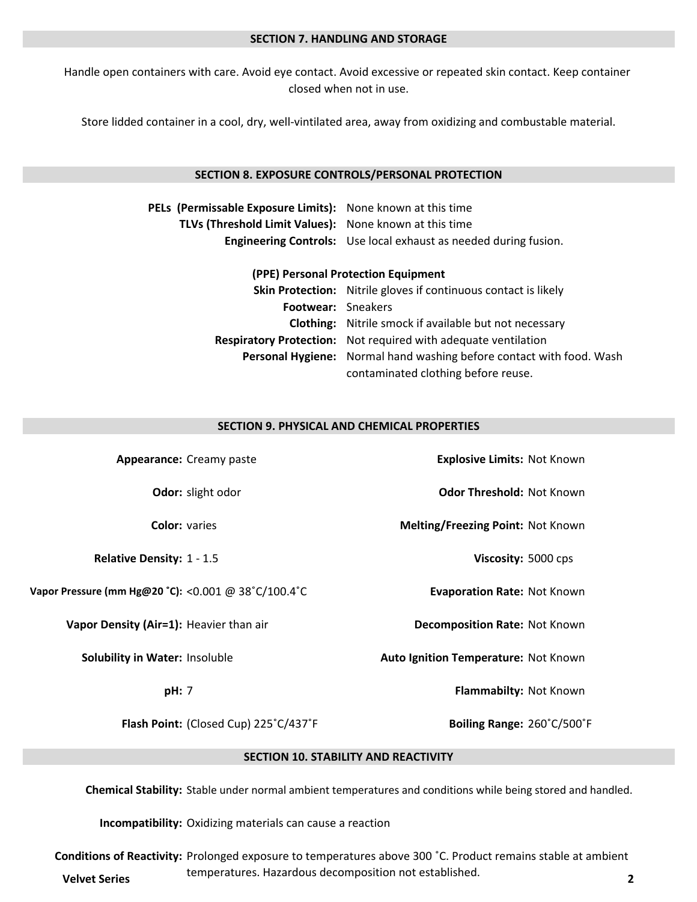## SECTION 7. HANDLING AND STORAGE

Handle open containers with care. Avoid eye contact. Avoid excessive or repeated skin contact. Keep container closed when not in use.

Store lidded container in a cool, dry, well-vintilated area, away from oxidizing and combustable material.

## SECTION 8. EXPOSURE CONTROLS/PERSONAL PROTECTION

**PELs (Permissable Exposure Limits):** None known at this time
**TLVs (Threshold Limit Values):** None known at this time
**Engineering Controls:** Use local exhaust as needed during fusion.

**(PPE) Personal Protection Equipment**

**Skin Protection:** Nitrile gloves if continuous contact is likely
**Footwear:** Sneakers
**Clothing:** Nitrile smock if available but not necessary
**Respiratory Protection:** Not required with adequate ventilation
**Personal Hygiene:** Normal hand washing before contact with food. Wash contaminated clothing before reuse.

## SECTION 9. PHYSICAL AND CHEMICAL PROPERTIES

**Appearance:** Creamy paste

**Odor:** slight odor

**Color:** varies

**Relative Density:** 1 - 1.5

**Vapor Pressure (mm Hg@20 ˚C):** <0.001 @ 38˚C/100.4˚C

**Vapor Density (Air=1):** Heavier than air

**Solubility in Water:** Insoluble

**pH:** 7

**Flash Point:** (Closed Cup) 225˚C/437˚F

**Explosive Limits:** Not Known

**Odor Threshold:** Not Known

**Melting/Freezing Point:** Not Known

**Viscosity:** 5000 cps

**Evaporation Rate:** Not Known

**Decomposition Rate:** Not Known

**Auto Ignition Temperature:** Not Known

**Flammabilty:** Not Known

**Boiling Range:** 260˚C/500˚F

## SECTION 10. STABILITY AND REACTIVITY

**Chemical Stability:** Stable under normal ambient temperatures and conditions while being stored and handled.

**Incompatibility:** Oxidizing materials can cause a reaction

**Conditions of Reactivity:** Prolonged exposure to temperatures above 300 ˚C. Product remains stable at ambient temperatures. Hazardous decomposition not established.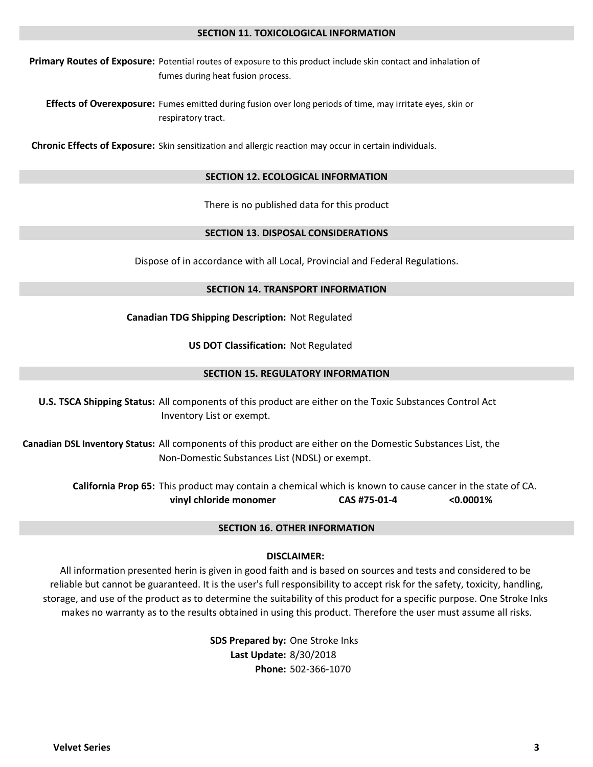## SECTION 11. TOXICOLOGICAL INFORMATION

**Primary Routes of Exposure:** Potential routes of exposure to this product include skin contact and inhalation of fumes during heat fusion process.

**Effects of Overexposure:** Fumes emitted during fusion over long periods of time, may irritate eyes, skin or respiratory tract.

**Chronic Effects of Exposure:** Skin sensitization and allergic reaction may occur in certain individuals.

## SECTION 12. ECOLOGICAL INFORMATION

There is no published data for this product

## SECTION 13. DISPOSAL CONSIDERATIONS

Dispose of in accordance with all Local, Provincial and Federal Regulations.

## SECTION 14. TRANSPORT INFORMATION

**Canadian TDG Shipping Description:** Not Regulated

**US DOT Classification:** Not Regulated

## SECTION 15. REGULATORY INFORMATION

**U.S. TSCA Shipping Status:** All components of this product are either on the Toxic Substances Control Act Inventory List or exempt.

**Canadian DSL Inventory Status:** All components of this product are either on the Domestic Substances List, the Non-Domestic Substances List (NDSL) or exempt.

**California Prop 65:** This product may contain a chemical which is known to cause cancer in the state of CA.

| | | |
|---|---|---|
| **vinyl chloride monomer** | **CAS #75-01-4** | **<0.0001%** |

## SECTION 16. OTHER INFORMATION

**DISCLAIMER:**

All information presented herin is given in good faith and is based on sources and tests and considered to be reliable but cannot be guaranteed. It is the user's full responsibility to accept risk for the safety, toxicity, handling, storage, and use of the product as to determine the suitability of this product for a specific purpose. One Stroke Inks makes no warranty as to the results obtained in using this product. Therefore the user must assume all risks.

**SDS Prepared by:** One Stroke Inks
**Last Update:** 8/30/2018
**Phone:** 502-366-1070